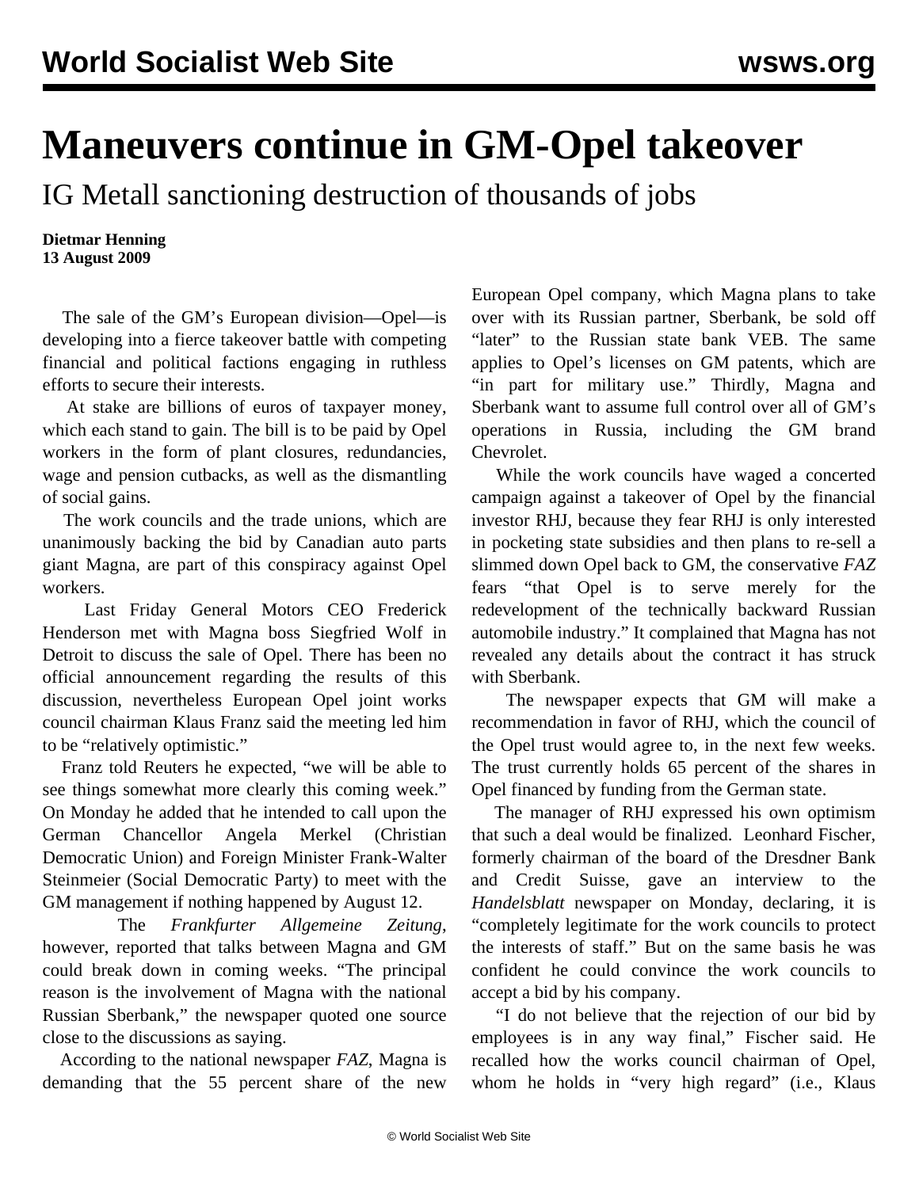# Maneuvers continue in GM-Opel takeover

## IG Metall sanctioning destruction of thousands of jobs

**Dietmar Henning**
**13 August 2009**

The sale of the GM's European division—Opel—is developing into a fierce takeover battle with competing financial and political factions engaging in ruthless efforts to secure their interests.

At stake are billions of euros of taxpayer money, which each stand to gain. The bill is to be paid by Opel workers in the form of plant closures, redundancies, wage and pension cutbacks, as well as the dismantling of social gains.

The work councils and the trade unions, which are unanimously backing the bid by Canadian auto parts giant Magna, are part of this conspiracy against Opel workers.

Last Friday General Motors CEO Frederick Henderson met with Magna boss Siegfried Wolf in Detroit to discuss the sale of Opel. There has been no official announcement regarding the results of this discussion, nevertheless European Opel joint works council chairman Klaus Franz said the meeting led him to be "relatively optimistic."

Franz told Reuters he expected, "we will be able to see things somewhat more clearly this coming week." On Monday he added that he intended to call upon the German Chancellor Angela Merkel (Christian Democratic Union) and Foreign Minister Frank-Walter Steinmeier (Social Democratic Party) to meet with the GM management if nothing happened by August 12.

The *Frankfurter Allgemeine Zeitung*, however, reported that talks between Magna and GM could break down in coming weeks. "The principal reason is the involvement of Magna with the national Russian Sberbank," the newspaper quoted one source close to the discussions as saying.

According to the national newspaper *FAZ*, Magna is demanding that the 55 percent share of the new European Opel company, which Magna plans to take over with its Russian partner, Sberbank, be sold off "later" to the Russian state bank VEB. The same applies to Opel's licenses on GM patents, which are "in part for military use." Thirdly, Magna and Sberbank want to assume full control over all of GM's operations in Russia, including the GM brand Chevrolet.

While the work councils have waged a concerted campaign against a takeover of Opel by the financial investor RHJ, because they fear RHJ is only interested in pocketing state subsidies and then plans to re-sell a slimmed down Opel back to GM, the conservative *FAZ* fears "that Opel is to serve merely for the redevelopment of the technically backward Russian automobile industry." It complained that Magna has not revealed any details about the contract it has struck with Sberbank.

The newspaper expects that GM will make a recommendation in favor of RHJ, which the council of the Opel trust would agree to, in the next few weeks. The trust currently holds 65 percent of the shares in Opel financed by funding from the German state.

The manager of RHJ expressed his own optimism that such a deal would be finalized. Leonhard Fischer, formerly chairman of the board of the Dresdner Bank and Credit Suisse, gave an interview to the *Handelsblatt* newspaper on Monday, declaring, it is "completely legitimate for the work councils to protect the interests of staff." But on the same basis he was confident he could convince the work councils to accept a bid by his company.

"I do not believe that the rejection of our bid by employees is in any way final," Fischer said. He recalled how the works council chairman of Opel, whom he holds in "very high regard" (i.e., Klaus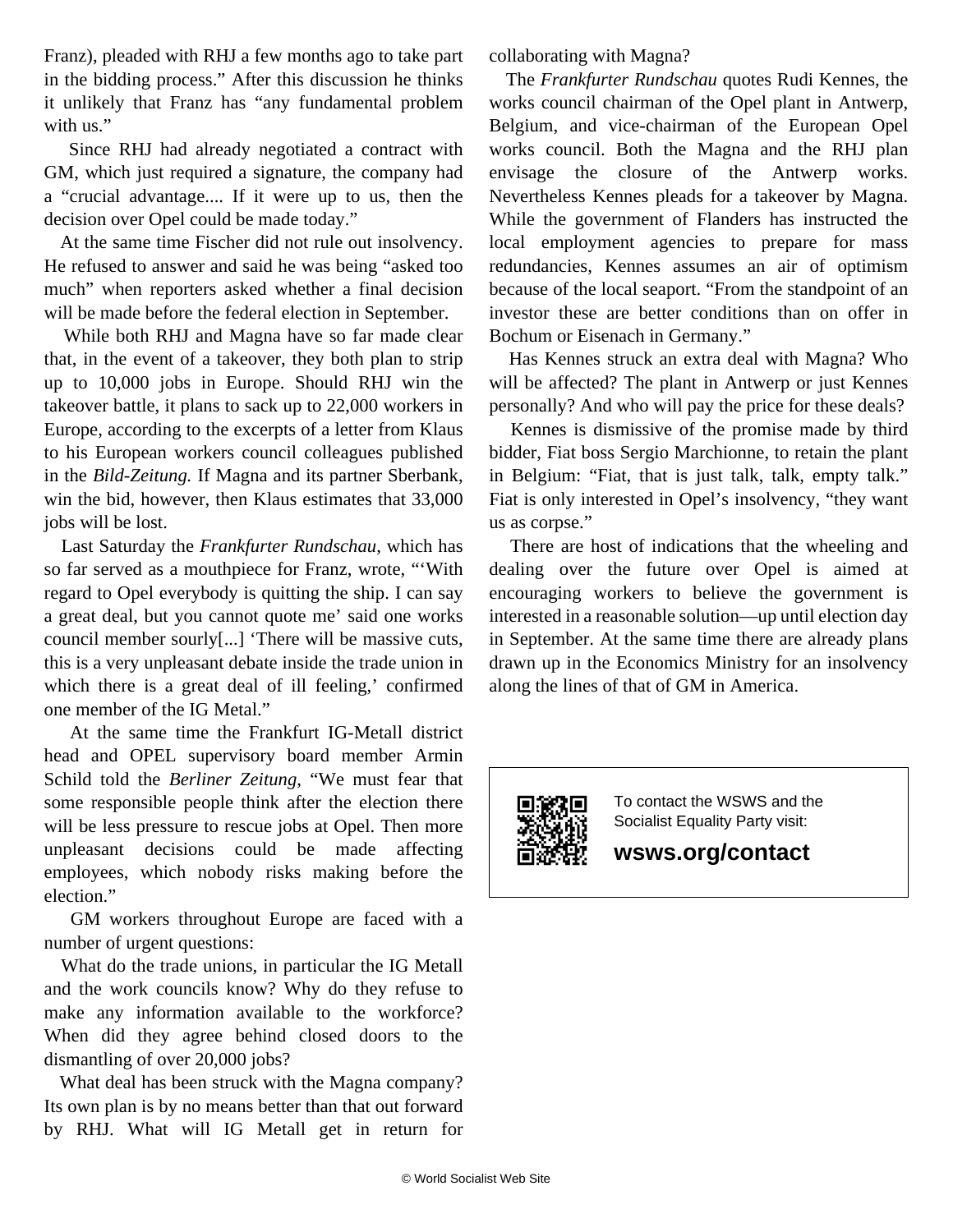Franz), pleaded with RHJ a few months ago to take part in the bidding process." After this discussion he thinks it unlikely that Franz has "any fundamental problem with us."

Since RHJ had already negotiated a contract with GM, which just required a signature, the company had a "crucial advantage.... If it were up to us, then the decision over Opel could be made today."

At the same time Fischer did not rule out insolvency. He refused to answer and said he was being "asked too much" when reporters asked whether a final decision will be made before the federal election in September.

While both RHJ and Magna have so far made clear that, in the event of a takeover, they both plan to strip up to 10,000 jobs in Europe. Should RHJ win the takeover battle, it plans to sack up to 22,000 workers in Europe, according to the excerpts of a letter from Klaus to his European workers council colleagues published in the *Bild-Zeitung.* If Magna and its partner Sberbank, win the bid, however, then Klaus estimates that 33,000 jobs will be lost.

Last Saturday the *Frankfurter Rundschau*, which has so far served as a mouthpiece for Franz, wrote, "'With regard to Opel everybody is quitting the ship. I can say a great deal, but you cannot quote me' said one works council member sourly[...] 'There will be massive cuts, this is a very unpleasant debate inside the trade union in which there is a great deal of ill feeling,' confirmed one member of the IG Metal."

At the same time the Frankfurt IG-Metall district head and OPEL supervisory board member Armin Schild told the *Berliner Zeitung*, "We must fear that some responsible people think after the election there will be less pressure to rescue jobs at Opel. Then more unpleasant decisions could be made affecting employees, which nobody risks making before the election."

GM workers throughout Europe are faced with a number of urgent questions:

What do the trade unions, in particular the IG Metall and the work councils know? Why do they refuse to make any information available to the workforce? When did they agree behind closed doors to the dismantling of over 20,000 jobs?

What deal has been struck with the Magna company? Its own plan is by no means better than that out forward by RHJ. What will IG Metall get in return for collaborating with Magna?

The *Frankfurter Rundschau* quotes Rudi Kennes, the works council chairman of the Opel plant in Antwerp, Belgium, and vice-chairman of the European Opel works council. Both the Magna and the RHJ plan envisage the closure of the Antwerp works. Nevertheless Kennes pleads for a takeover by Magna. While the government of Flanders has instructed the local employment agencies to prepare for mass redundancies, Kennes assumes an air of optimism because of the local seaport. "From the standpoint of an investor these are better conditions than on offer in Bochum or Eisenach in Germany."

Has Kennes struck an extra deal with Magna? Who will be affected? The plant in Antwerp or just Kennes personally? And who will pay the price for these deals?

Kennes is dismissive of the promise made by third bidder, Fiat boss Sergio Marchionne, to retain the plant in Belgium: "Fiat, that is just talk, talk, empty talk." Fiat is only interested in Opel's insolvency, "they want us as corpse."

There are host of indications that the wheeling and dealing over the future over Opel is aimed at encouraging workers to believe the government is interested in a reasonable solution—up until election day in September. At the same time there are already plans drawn up in the Economics Ministry for an insolvency along the lines of that of GM in America.

To contact the WSWS and the Socialist Equality Party visit:

**wsws.org/contact**